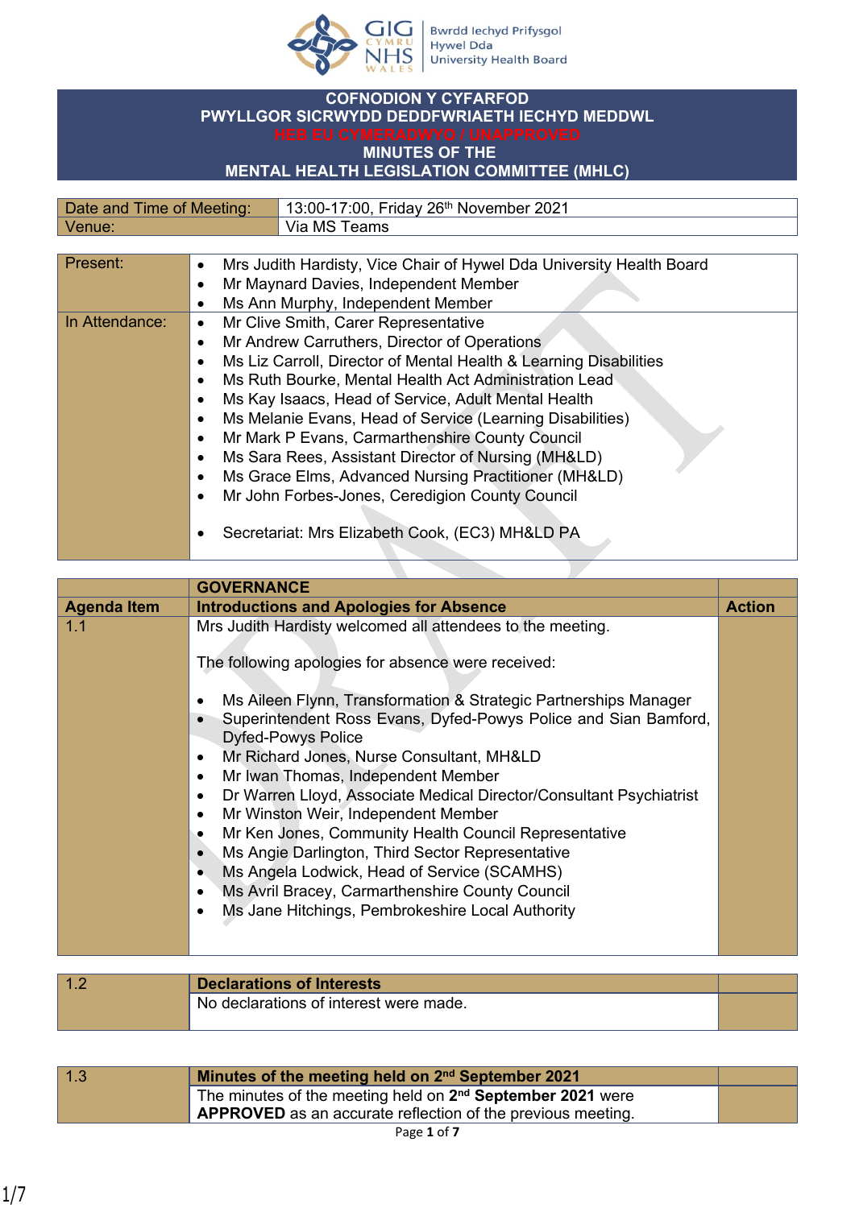Bwrdd Iechyd Prifysgol Hywel Dda University Health Board

# COFNODION Y CYFARFOD PWYLLGOR SICRWYDD DEDDFWRIAETH IECHYD MEDDWL

**HEB EU CYMERADWYO / UNAPPROVED**

# MINUTES OF THE MENTAL HEALTH LEGISLATION COMMITTEE (MHLC)

| Date and Time of Meeting: | 13:00-17:00, Friday 26th November 2021 |
|---|---|
| Venue: | Via MS Teams |

| | |
|---|---|
| Present: | • Mrs Judith Hardisty, Vice Chair of Hywel Dda University Health Board<br>• Mr Maynard Davies, Independent Member<br>• Ms Ann Murphy, Independent Member |
| In Attendance: | • Mr Clive Smith, Carer Representative<br>• Mr Andrew Carruthers, Director of Operations<br>• Ms Liz Carroll, Director of Mental Health & Learning Disabilities<br>• Ms Ruth Bourke, Mental Health Act Administration Lead<br>• Ms Kay Isaacs, Head of Service, Adult Mental Health<br>• Ms Melanie Evans, Head of Service (Learning Disabilities)<br>• Mr Mark P Evans, Carmarthenshire County Council<br>• Ms Sara Rees, Assistant Director of Nursing (MH&LD)<br>• Ms Grace Elms, Advanced Nursing Practitioner (MH&LD)<br>• Mr John Forbes-Jones, Ceredigion County Council<br><br>• Secretariat: Mrs Elizabeth Cook, (EC3) MH&LD PA |

| | GOVERNANCE | |
|---|---|---|
| **Agenda Item** | **Introductions and Apologies for Absence** | **Action** |
| 1.1 | Mrs Judith Hardisty welcomed all attendees to the meeting.<br><br>The following apologies for absence were received:<br><br>• Ms Aileen Flynn, Transformation & Strategic Partnerships Manager<br>• Superintendent Ross Evans, Dyfed-Powys Police and Sian Bamford, Dyfed-Powys Police<br>• Mr Richard Jones, Nurse Consultant, MH&LD<br>• Mr Iwan Thomas, Independent Member<br>• Dr Warren Lloyd, Associate Medical Director/Consultant Psychiatrist<br>• Mr Winston Weir, Independent Member<br>• Mr Ken Jones, Community Health Council Representative<br>• Ms Angie Darlington, Third Sector Representative<br>• Ms Angela Lodwick, Head of Service (SCAMHS)<br>• Ms Avril Bracey, Carmarthenshire County Council<br>• Ms Jane Hitchings, Pembrokeshire Local Authority | |

| 1.2 | **Declarations of Interests** | |
|---|---|---|
| | No declarations of interest were made. | |

| 1.3 | **Minutes of the meeting held on 2nd September 2021** | |
|---|---|---|
| | The minutes of the meeting held on **2nd September 2021** were **APPROVED** as an accurate reflection of the previous meeting. | |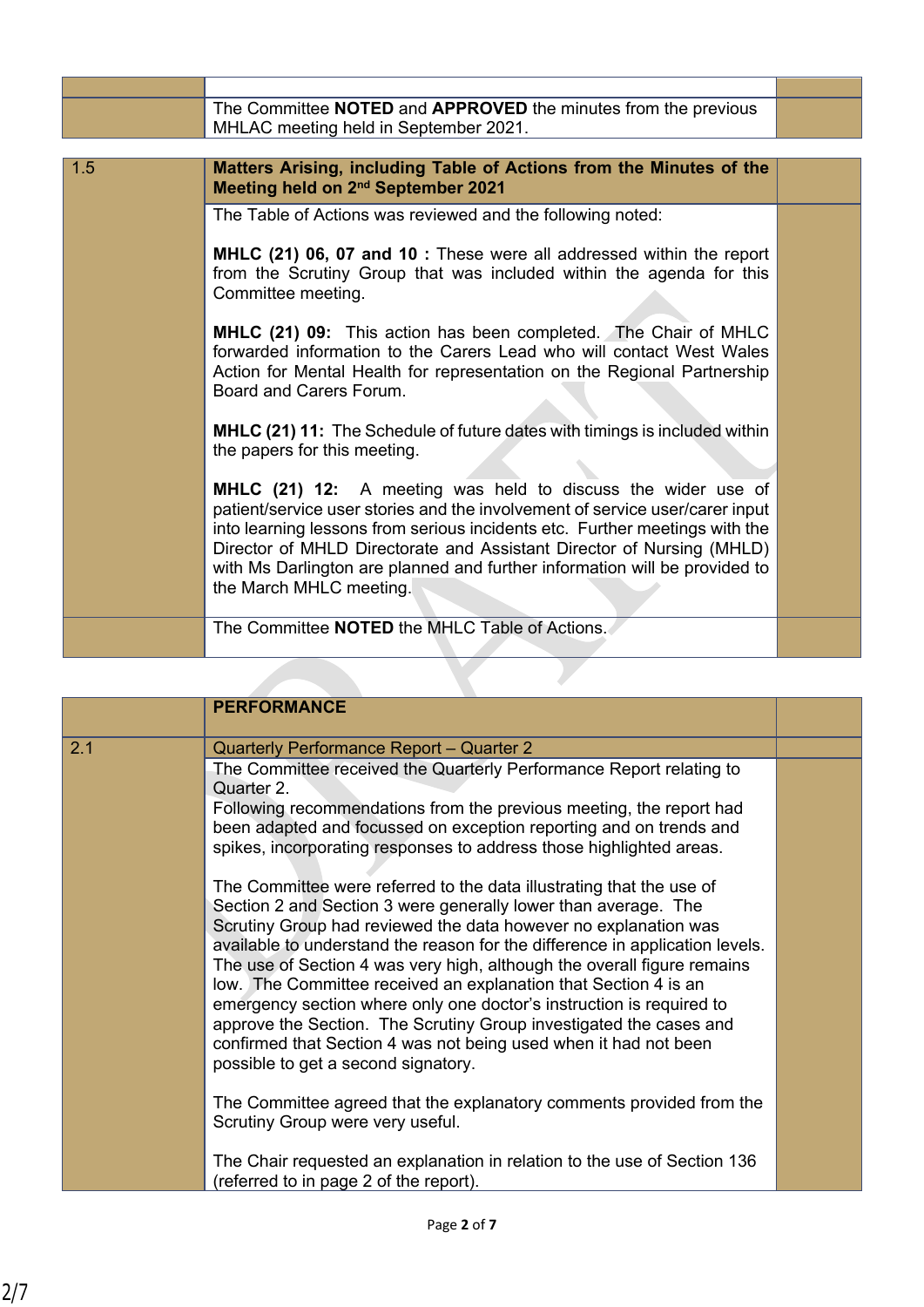| | | |
|---|---|---|
| | The Committee **NOTED** and **APPROVED** the minutes from the previous MHLAC meeting held in September 2021. | |

| | | |
|---|---|---|
| 1.5 | **Matters Arising, including Table of Actions from the Minutes of the Meeting held on 2nd September 2021** | |
| | The Table of Actions was reviewed and the following noted:<br><br>**MHLC (21) 06, 07 and 10 :** These were all addressed within the report from the Scrutiny Group that was included within the agenda for this Committee meeting.<br><br>**MHLC (21) 09:** This action has been completed. The Chair of MHLC forwarded information to the Carers Lead who will contact West Wales Action for Mental Health for representation on the Regional Partnership Board and Carers Forum.<br><br>**MHLC (21) 11:** The Schedule of future dates with timings is included within the papers for this meeting.<br><br>**MHLC (21) 12:** A meeting was held to discuss the wider use of patient/service user stories and the involvement of service user/carer input into learning lessons from serious incidents etc. Further meetings with the Director of MHLD Directorate and Assistant Director of Nursing (MHLD) with Ms Darlington are planned and further information will be provided to the March MHLC meeting. | |
| | The Committee **NOTED** the MHLC Table of Actions. | |

| | | |
|---|---|---|
| | **PERFORMANCE** | |
| 2.1 | Quarterly Performance Report – Quarter 2 | |
| | The Committee received the Quarterly Performance Report relating to Quarter 2.<br>Following recommendations from the previous meeting, the report had been adapted and focussed on exception reporting and on trends and spikes, incorporating responses to address those highlighted areas.<br><br>The Committee were referred to the data illustrating that the use of Section 2 and Section 3 were generally lower than average. The Scrutiny Group had reviewed the data however no explanation was available to understand the reason for the difference in application levels. The use of Section 4 was very high, although the overall figure remains low. The Committee received an explanation that Section 4 is an emergency section where only one doctor's instruction is required to approve the Section. The Scrutiny Group investigated the cases and confirmed that Section 4 was not being used when it had not been possible to get a second signatory.<br><br>The Committee agreed that the explanatory comments provided from the Scrutiny Group were very useful.<br><br>The Chair requested an explanation in relation to the use of Section 136 (referred to in page 2 of the report). | |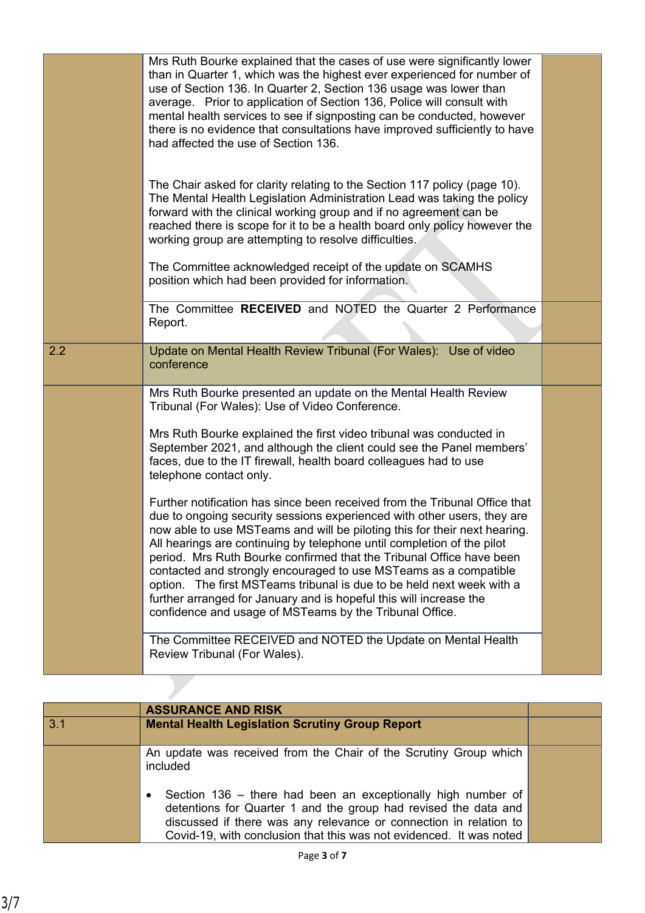| | | |
|---|---|---|
| | Mrs Ruth Bourke explained that the cases of use were significantly lower than in Quarter 1, which was the highest ever experienced for number of use of Section 136. In Quarter 2, Section 136 usage was lower than average. Prior to application of Section 136, Police will consult with mental health services to see if signposting can be conducted, however there is no evidence that consultations have improved sufficiently to have had affected the use of Section 136.<br><br>The Chair asked for clarity relating to the Section 117 policy (page 10). The Mental Health Legislation Administration Lead was taking the policy forward with the clinical working group and if no agreement can be reached there is scope for it to be a health board only policy however the working group are attempting to resolve difficulties.<br><br>The Committee acknowledged receipt of the update on SCAMHS position which had been provided for information. | |
| | The Committee **RECEIVED** and NOTED the Quarter 2 Performance Report. | |
| 2.2 | Update on Mental Health Review Tribunal (For Wales): Use of video conference | |
| | Mrs Ruth Bourke presented an update on the Mental Health Review Tribunal (For Wales): Use of Video Conference.<br><br>Mrs Ruth Bourke explained the first video tribunal was conducted in September 2021, and although the client could see the Panel members' faces, due to the IT firewall, health board colleagues had to use telephone contact only.<br><br>Further notification has since been received from the Tribunal Office that due to ongoing security sessions experienced with other users, they are now able to use MSTeams and will be piloting this for their next hearing. All hearings are continuing by telephone until completion of the pilot period. Mrs Ruth Bourke confirmed that the Tribunal Office have been contacted and strongly encouraged to use MSTeams as a compatible option. The first MSTeams tribunal is due to be held next week with a further arranged for January and is hopeful this will increase the confidence and usage of MSTeams by the Tribunal Office. | |
| | The Committee RECEIVED and NOTED the Update on Mental Health Review Tribunal (For Wales). | |

| | | |
|---|---|---|
| | **ASSURANCE AND RISK** | |
| 3.1 | **Mental Health Legislation Scrutiny Group Report** | |
| | An update was received from the Chair of the Scrutiny Group which included<br><br>• Section 136 – there had been an exceptionally high number of detentions for Quarter 1 and the group had revised the data and discussed if there was any relevance or connection in relation to Covid-19, with conclusion that this was not evidenced. It was noted | |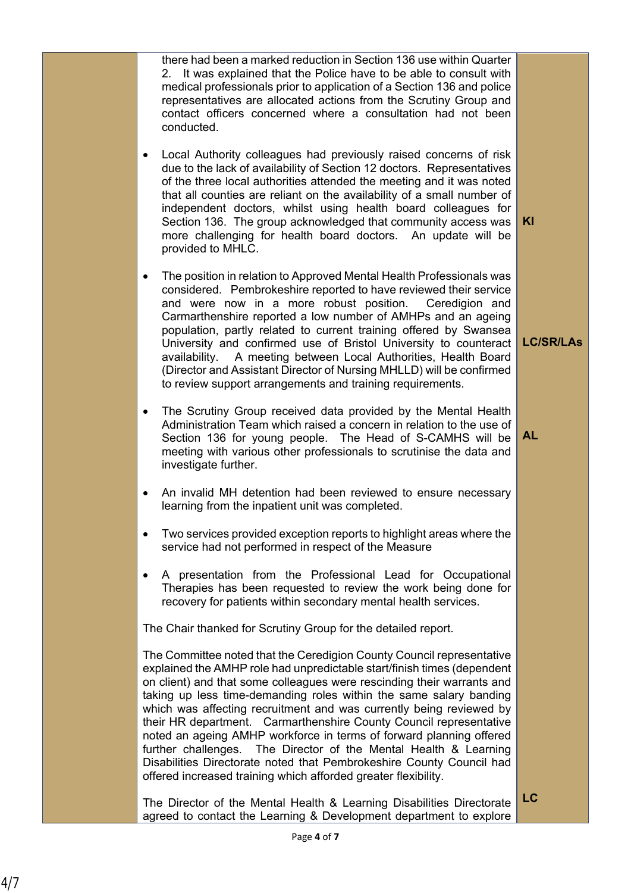| | | |
|---|---|---|
| | there had been a marked reduction in Section 136 use within Quarter 2. It was explained that the Police have to be able to consult with medical professionals prior to application of a Section 136 and police representatives are allocated actions from the Scrutiny Group and contact officers concerned where a consultation had not been conducted. | |
| | • Local Authority colleagues had previously raised concerns of risk due to the lack of availability of Section 12 doctors. Representatives of the three local authorities attended the meeting and it was noted that all counties are reliant on the availability of a small number of independent doctors, whilst using health board colleagues for Section 136. The group acknowledged that community access was more challenging for health board doctors. An update will be provided to MHLC. | **KI** |
| | • The position in relation to Approved Mental Health Professionals was considered. Pembrokeshire reported to have reviewed their service and were now in a more robust position. Ceredigion and Carmarthenshire reported a low number of AMHPs and an ageing population, partly related to current training offered by Swansea University and confirmed use of Bristol University to counteract availability. A meeting between Local Authorities, Health Board (Director and Assistant Director of Nursing MHLLD) will be confirmed to review support arrangements and training requirements. | **LC/SR/LAs** |
| | • The Scrutiny Group received data provided by the Mental Health Administration Team which raised a concern in relation to the use of Section 136 for young people. The Head of S-CAMHS will be meeting with various other professionals to scrutinise the data and investigate further. | **AL** |
| | • An invalid MH detention had been reviewed to ensure necessary learning from the inpatient unit was completed. | |
| | • Two services provided exception reports to highlight areas where the service had not performed in respect of the Measure | |
| | • A presentation from the Professional Lead for Occupational Therapies has been requested to review the work being done for recovery for patients within secondary mental health services. | |
| | The Chair thanked for Scrutiny Group for the detailed report. | |
| | The Committee noted that the Ceredigion County Council representative explained the AMHP role had unpredictable start/finish times (dependent on client) and that some colleagues were rescinding their warrants and taking up less time-demanding roles within the same salary banding which was affecting recruitment and was currently being reviewed by their HR department. Carmarthenshire County Council representative noted an ageing AMHP workforce in terms of forward planning offered further challenges. The Director of the Mental Health & Learning Disabilities Directorate noted that Pembrokeshire County Council had offered increased training which afforded greater flexibility. | |
| | The Director of the Mental Health & Learning Disabilities Directorate agreed to contact the Learning & Development department to explore | **LC** |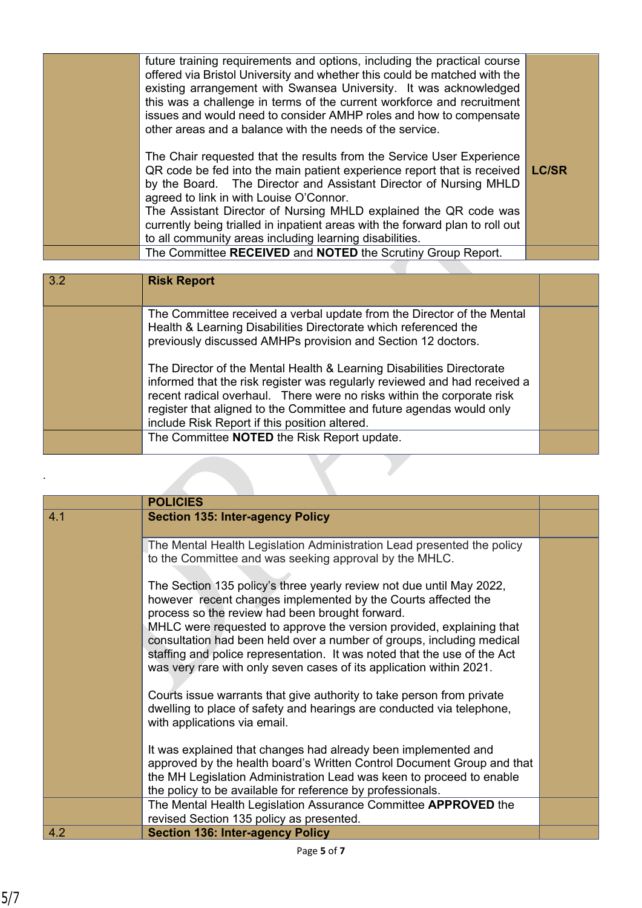| | | |
|---|---|---|
| | future training requirements and options, including the practical course offered via Bristol University and whether this could be matched with the existing arrangement with Swansea University. It was acknowledged this was a challenge in terms of the current workforce and recruitment issues and would need to consider AMHP roles and how to compensate other areas and a balance with the needs of the service.<br><br>The Chair requested that the results from the Service User Experience QR code be fed into the main patient experience report that is received by the Board. The Director and Assistant Director of Nursing MHLD agreed to link in with Louise O'Connor.<br>The Assistant Director of Nursing MHLD explained the QR code was currently being trialled in inpatient areas with the forward plan to roll out to all community areas including learning disabilities. | **LC/SR** |
| | The Committee **RECEIVED** and **NOTED** the Scrutiny Group Report. | |

| | | |
|---|---|---|
| 3.2 | **Risk Report** | |
| | The Committee received a verbal update from the Director of the Mental Health & Learning Disabilities Directorate which referenced the previously discussed AMHPs provision and Section 12 doctors.<br><br>The Director of the Mental Health & Learning Disabilities Directorate informed that the risk register was regularly reviewed and had received a recent radical overhaul. There were no risks within the corporate risk register that aligned to the Committee and future agendas would only include Risk Report if this position altered. | |
| | The Committee **NOTED** the Risk Report update. | |

.

| | | |
|---|---|---|
| | **POLICIES** | |
| 4.1 | **Section 135: Inter-agency Policy** | |
| | The Mental Health Legislation Administration Lead presented the policy to the Committee and was seeking approval by the MHLC.<br><br>The Section 135 policy's three yearly review not due until May 2022, however recent changes implemented by the Courts affected the process so the review had been brought forward.<br>MHLC were requested to approve the version provided, explaining that consultation had been held over a number of groups, including medical staffing and police representation. It was noted that the use of the Act was very rare with only seven cases of its application within 2021.<br><br>Courts issue warrants that give authority to take person from private dwelling to place of safety and hearings are conducted via telephone, with applications via email.<br><br>It was explained that changes had already been implemented and approved by the health board's Written Control Document Group and that the MH Legislation Administration Lead was keen to proceed to enable the policy to be available for reference by professionals. | |
| | The Mental Health Legislation Assurance Committee **APPROVED** the revised Section 135 policy as presented. | |
| 4.2 | **Section 136: Inter-agency Policy** | |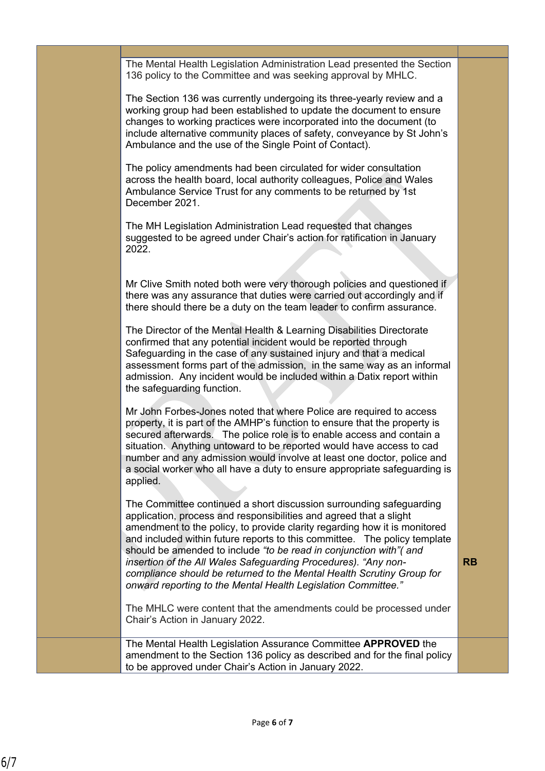| | | |
|---|---|---|
| | The Mental Health Legislation Administration Lead presented the Section 136 policy to the Committee and was seeking approval by MHLC.<br><br>The Section 136 was currently undergoing its three-yearly review and a working group had been established to update the document to ensure changes to working practices were incorporated into the document (to include alternative community places of safety, conveyance by St John's Ambulance and the use of the Single Point of Contact).<br><br>The policy amendments had been circulated for wider consultation across the health board, local authority colleagues, Police and Wales Ambulance Service Trust for any comments to be returned by 1st December 2021.<br><br>The MH Legislation Administration Lead requested that changes suggested to be agreed under Chair's action for ratification in January 2022.<br><br>Mr Clive Smith noted both were very thorough policies and questioned if there was any assurance that duties were carried out accordingly and if there should there be a duty on the team leader to confirm assurance.<br><br>The Director of the Mental Health & Learning Disabilities Directorate confirmed that any potential incident would be reported through Safeguarding in the case of any sustained injury and that a medical assessment forms part of the admission, in the same way as an informal admission. Any incident would be included within a Datix report within the safeguarding function.<br><br>Mr John Forbes-Jones noted that where Police are required to access property, it is part of the AMHP's function to ensure that the property is secured afterwards. The police role is to enable access and contain a situation. Anything untoward to be reported would have access to cad number and any admission would involve at least one doctor, police and a social worker who all have a duty to ensure appropriate safeguarding is applied.<br><br>The Committee continued a short discussion surrounding safeguarding application, process and responsibilities and agreed that a slight amendment to the policy, to provide clarity regarding how it is monitored and included within future reports to this committee. The policy template should be amended to include *"to be read in conjunction with"( and insertion of the All Wales Safeguarding Procedures). "Any non-compliance should be returned to the Mental Health Scrutiny Group for onward reporting to the Mental Health Legislation Committee."*<br><br>The MHLC were content that the amendments could be processed under Chair's Action in January 2022. | **RB** |
| | The Mental Health Legislation Assurance Committee **APPROVED** the amendment to the Section 136 policy as described and for the final policy to be approved under Chair's Action in January 2022. | |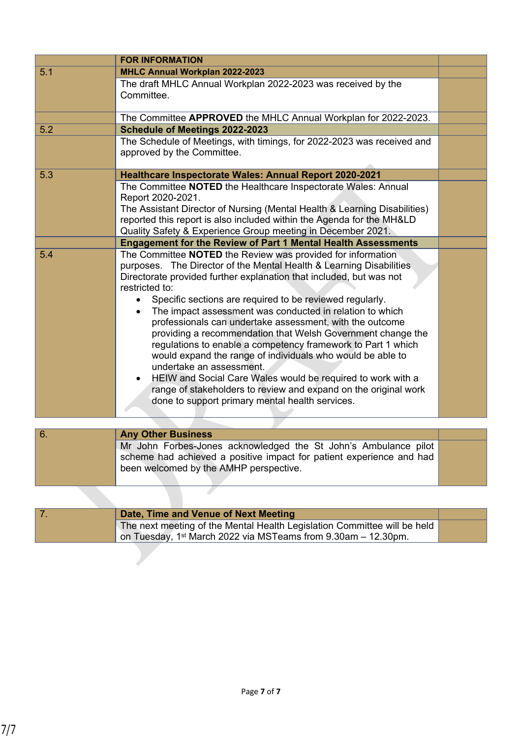| | | |
|---|---|---|
| | **FOR INFORMATION** | |
| 5.1 | **MHLC Annual Workplan 2022-2023** | |
| | The draft MHLC Annual Workplan 2022-2023 was received by the Committee. | |
| | The Committee **APPROVED** the MHLC Annual Workplan for 2022-2023. | |
| 5.2 | **Schedule of Meetings 2022-2023** | |
| | The Schedule of Meetings, with timings, for 2022-2023 was received and approved by the Committee. | |
| 5.3 | **Healthcare Inspectorate Wales: Annual Report 2020-2021** | |
| | The Committee **NOTED** the Healthcare Inspectorate Wales: Annual Report 2020-2021. The Assistant Director of Nursing (Mental Health & Learning Disabilities) reported this report is also included within the Agenda for the MH&LD Quality Safety & Experience Group meeting in December 2021. | |
| | **Engagement for the Review of Part 1 Mental Health Assessments** | |
| 5.4 | The Committee **NOTED** the Review was provided for information purposes. The Director of the Mental Health & Learning Disabilities Directorate provided further explanation that included, but was not restricted to:<br>• Specific sections are required to be reviewed regularly.<br>• The impact assessment was conducted in relation to which professionals can undertake assessment, with the outcome providing a recommendation that Welsh Government change the regulations to enable a competency framework to Part 1 which would expand the range of individuals who would be able to undertake an assessment.<br>• HEIW and Social Care Wales would be required to work with a range of stakeholders to review and expand on the original work done to support primary mental health services. | |

| | | |
|---|---|---|
| 6. | **Any Other Business** | |
| | Mr John Forbes-Jones acknowledged the St John's Ambulance pilot scheme had achieved a positive impact for patient experience and had been welcomed by the AMHP perspective. | |

| | | |
|---|---|---|
| 7. | **Date, Time and Venue of Next Meeting** | |
| | The next meeting of the Mental Health Legislation Committee will be held on Tuesday, 1st March 2022 via MSTeams from 9.30am – 12.30pm. | |